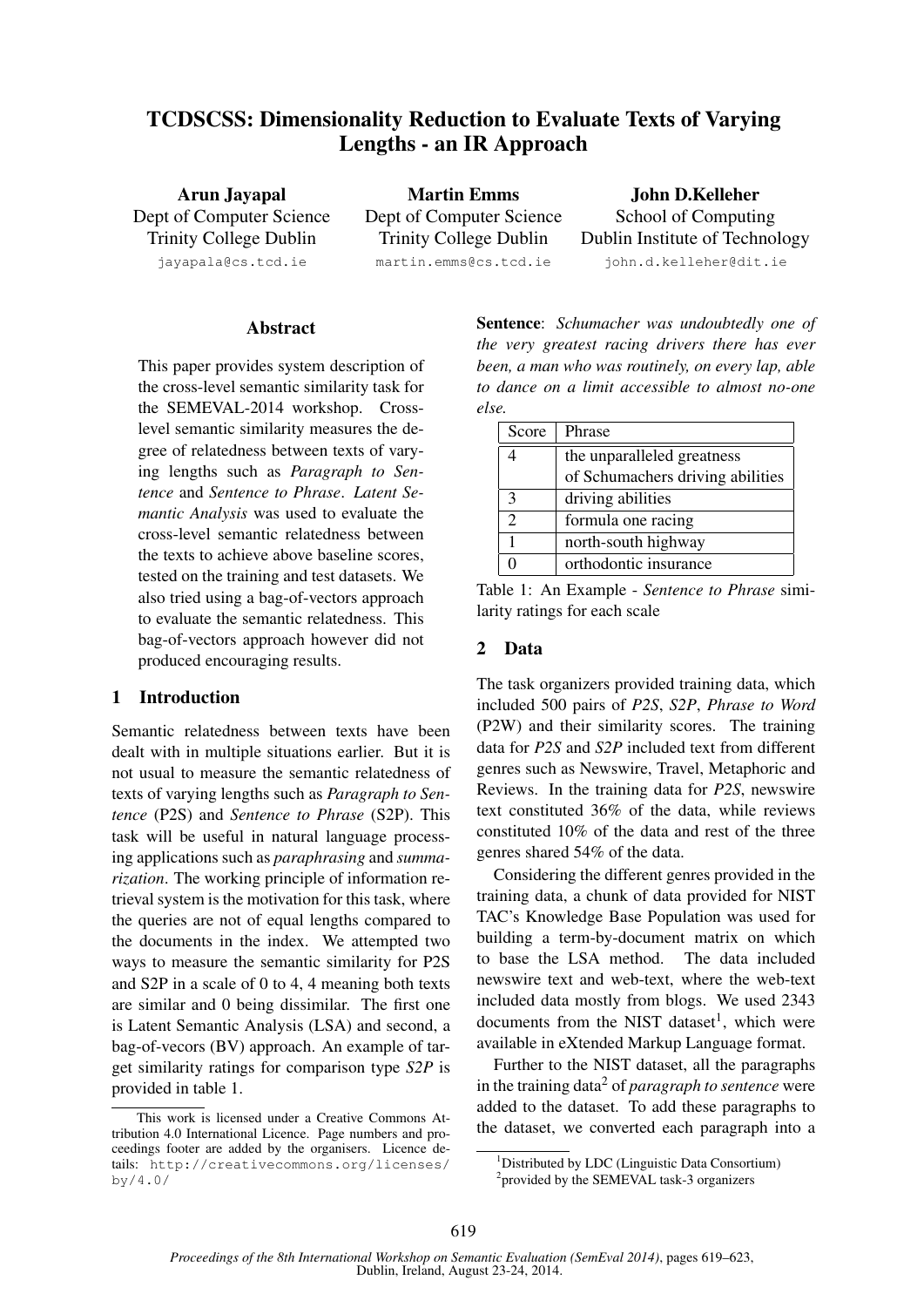# TCDSCSS: Dimensionality Reduction to Evaluate Texts of Varying Lengths - an IR Approach

**Arun Jayapal**
Dept of Computer Science
Trinity College Dublin
jayapala@cs.tcd.ie

**Martin Emms**
Dept of Computer Science
Trinity College Dublin
martin.emms@cs.tcd.ie

**John D.Kelleher**
School of Computing
Dublin Institute of Technology
john.d.kelleher@dit.ie

## Abstract

This paper provides system description of the cross-level semantic similarity task for the SEMEVAL-2014 workshop. Cross-level semantic similarity measures the degree of relatedness between texts of varying lengths such as *Paragraph to Sentence* and *Sentence to Phrase*. *Latent Semantic Analysis* was used to evaluate the cross-level semantic relatedness between the texts to achieve above baseline scores, tested on the training and test datasets. We also tried using a bag-of-vectors approach to evaluate the semantic relatedness. This bag-of-vectors approach however did not produced encouraging results.

## 1 Introduction

Semantic relatedness between texts have been dealt with in multiple situations earlier. But it is not usual to measure the semantic relatedness of texts of varying lengths such as *Paragraph to Sentence* (P2S) and *Sentence to Phrase* (S2P). This task will be useful in natural language processing applications such as *paraphrasing* and *summarization*. The working principle of information retrieval system is the motivation for this task, where the queries are not of equal lengths compared to the documents in the index. We attempted two ways to measure the semantic similarity for P2S and S2P in a scale of 0 to 4, 4 meaning both texts are similar and 0 being dissimilar. The first one is Latent Semantic Analysis (LSA) and second, a bag-of-vecors (BV) approach. An example of target similarity ratings for comparison type *S2P* is provided in table 1.

This work is licensed under a Creative Commons Attribution 4.0 International Licence. Page numbers and proceedings footer are added by the organisers. Licence details: http://creativecommons.org/licenses/by/4.0/

**Sentence**: *Schumacher was undoubtedly one of the very greatest racing drivers there has ever been, a man who was routinely, on every lap, able to dance on a limit accessible to almost no-one else.*

| Score | Phrase |
|---|---|
| 4 | the unparalleled greatness of Schumachers driving abilities |
| 3 | driving abilities |
| 2 | formula one racing |
| 1 | north-south highway |
| 0 | orthodontic insurance |

Table 1: An Example - *Sentence to Phrase* similarity ratings for each scale

## 2 Data

The task organizers provided training data, which included 500 pairs of *P2S*, *S2P*, *Phrase to Word* (P2W) and their similarity scores. The training data for *P2S* and *S2P* included text from different genres such as Newswire, Travel, Metaphoric and Reviews. In the training data for *P2S*, newswire text constituted 36% of the data, while reviews constituted 10% of the data and rest of the three genres shared 54% of the data.

Considering the different genres provided in the training data, a chunk of data provided for NIST TAC's Knowledge Base Population was used for building a term-by-document matrix on which to base the LSA method. The data included newswire text and web-text, where the web-text included data mostly from blogs. We used 2343 documents from the NIST dataset[1], which were available in eXtended Markup Language format.

Further to the NIST dataset, all the paragraphs in the training data[2] of *paragraph to sentence* were added to the dataset. To add these paragraphs to the dataset, we converted each paragraph into a

[1] Distributed by LDC (Linguistic Data Consortium)
[2] provided by the SEMEVAL task-3 organizers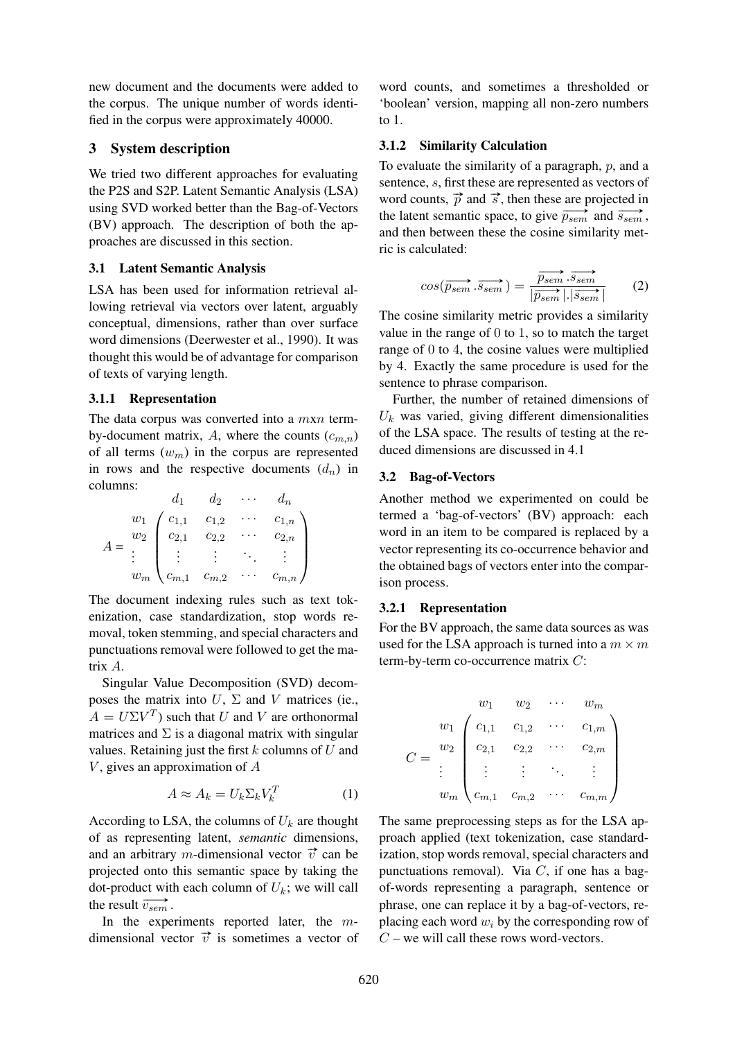new document and the documents were added to the corpus. The unique number of words identified in the corpus were approximately 40000.

## 3 System description

We tried two different approaches for evaluating the P2S and S2P. Latent Semantic Analysis (LSA) using SVD worked better than the Bag-of-Vectors (BV) approach. The description of both the approaches are discussed in this section.

### 3.1 Latent Semantic Analysis

LSA has been used for information retrieval allowing retrieval via vectors over latent, arguably conceptual, dimensions, rather than over surface word dimensions (Deerwester et al., 1990). It was thought this would be of advantage for comparison of texts of varying length.

#### 3.1.1 Representation

The data corpus was converted into a $m$x$n$ term-by-document matrix, $A$, where the counts ($c_{m,n}$) of all terms ($w_m$) in the corpus are represented in rows and the respective documents ($d_n$) in columns:

$$A = \begin{array}{c} \\ w_1 \\ w_2 \\ \vdots \\ w_m \end{array} \begin{array}{c} \begin{array}{cccc} d_1 & d_2 & \cdots & d_n \end{array} \\ \begin{pmatrix} c_{1,1} & c_{1,2} & \cdots & c_{1,n} \\ c_{2,1} & c_{2,2} & \cdots & c_{2,n} \\ \vdots & \vdots & \ddots & \vdots \\ c_{m,1} & c_{m,2} & \cdots & c_{m,n} \end{pmatrix} \end{array}$$

The document indexing rules such as text tokenization, case standardization, stop words removal, token stemming, and special characters and punctuations removal were followed to get the matrix $A$.

Singular Value Decomposition (SVD) decomposes the matrix into $U$, $\Sigma$ and $V$ matrices (ie., $A = U\Sigma V^T$) such that $U$ and $V$ are orthonormal matrices and $\Sigma$ is a diagonal matrix with singular values. Retaining just the first $k$ columns of $U$ and $V$, gives an approximation of $A$

$$A \approx A_k = U_k \Sigma_k V_k^T \tag{1}$$

According to LSA, the columns of $U_k$ are thought of as representing latent, *semantic* dimensions, and an arbitrary $m$-dimensional vector $\vec{v}$ can be projected onto this semantic space by taking the dot-product with each column of $U_k$; we will call the result $\overrightarrow{v_{sem}}$.

In the experiments reported later, the $m$-dimensional vector $\vec{v}$ is sometimes a vector of word counts, and sometimes a thresholded or 'boolean' version, mapping all non-zero numbers to 1.

#### 3.1.2 Similarity Calculation

To evaluate the similarity of a paragraph, $p$, and a sentence, $s$, first these are represented as vectors of word counts, $\vec{p}$ and $\vec{s}$, then these are projected in the latent semantic space, to give $\overrightarrow{p_{sem}}$ and $\overrightarrow{s_{sem}}$, and then between these the cosine similarity metric is calculated:

$$cos(\overrightarrow{p_{sem}}.\overrightarrow{s_{sem}}) = \frac{\overrightarrow{p_{sem}}.\overrightarrow{s_{sem}}}{|\overrightarrow{p_{sem}}|.|\overrightarrow{s_{sem}}|} \tag{2}$$

The cosine similarity metric provides a similarity value in the range of 0 to 1, so to match the target range of 0 to 4, the cosine values were multiplied by 4. Exactly the same procedure is used for the sentence to phrase comparison.

Further, the number of retained dimensions of $U_k$ was varied, giving different dimensionalities of the LSA space. The results of testing at the reduced dimensions are discussed in 4.1

### 3.2 Bag-of-Vectors

Another method we experimented on could be termed a 'bag-of-vectors' (BV) approach: each word in an item to be compared is replaced by a vector representing its co-occurrence behavior and the obtained bags of vectors enter into the comparison process.

#### 3.2.1 Representation

For the BV approach, the same data sources as was used for the LSA approach is turned into a $m \times m$ term-by-term co-occurrence matrix $C$:

$$C = \begin{array}{c} \\ w_1 \\ w_2 \\ \vdots \\ w_m \end{array} \begin{array}{c} \begin{array}{cccc} w_1 & w_2 & \cdots & w_m \end{array} \\ \begin{pmatrix} c_{1,1} & c_{1,2} & \cdots & c_{1,m} \\ c_{2,1} & c_{2,2} & \cdots & c_{2,m} \\ \vdots & \vdots & \ddots & \vdots \\ c_{m,1} & c_{m,2} & \cdots & c_{m,m} \end{pmatrix} \end{array}$$

The same preprocessing steps as for the LSA approach applied (text tokenization, case standardization, stop words removal, special characters and punctuations removal). Via $C$, if one has a bag-of-words representing a paragraph, sentence or phrase, one can replace it by a bag-of-vectors, replacing each word $w_i$ by the corresponding row of $C$ – we will call these rows word-vectors.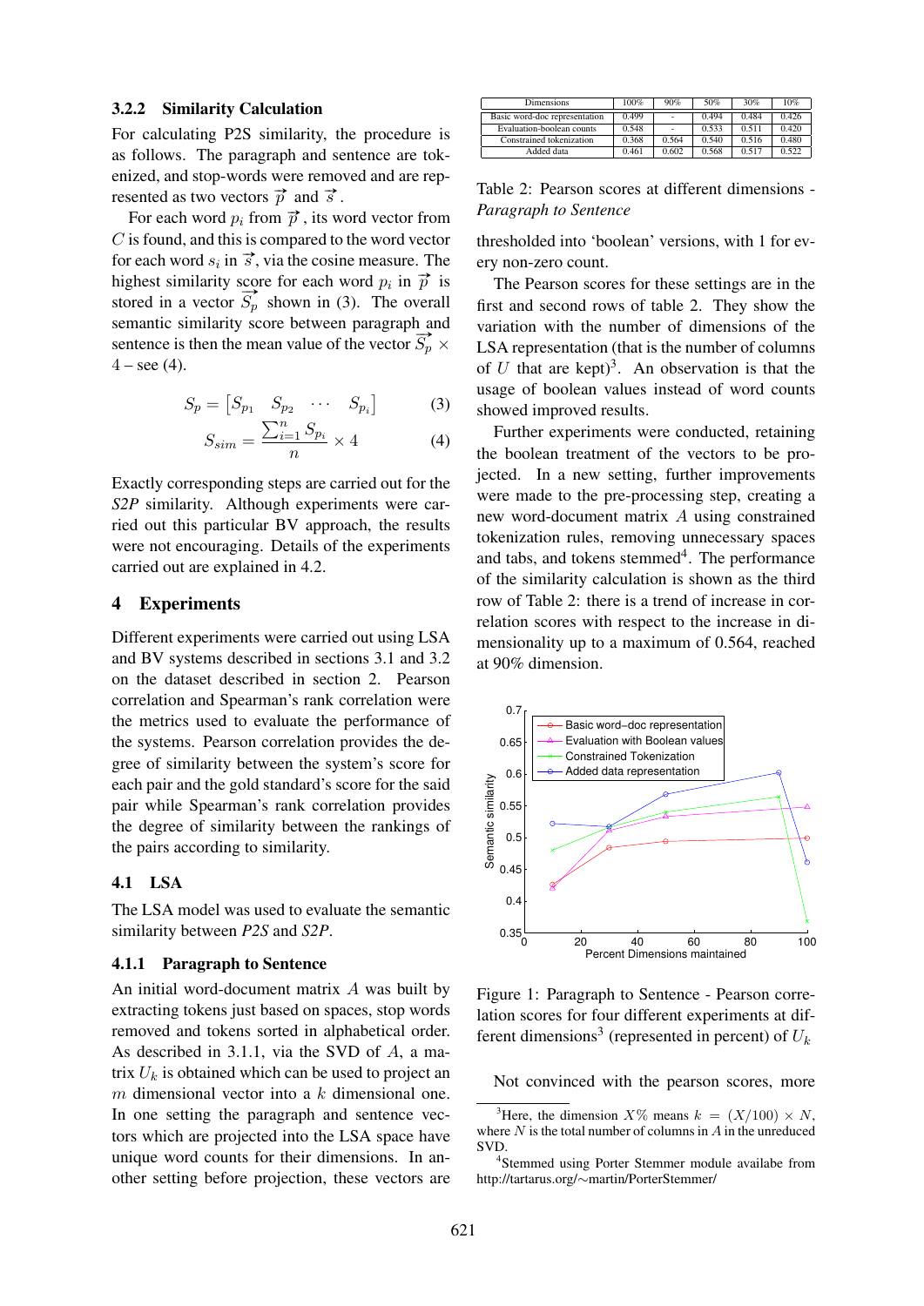### 3.2.2 Similarity Calculation

For calculating P2S similarity, the procedure is as follows. The paragraph and sentence are tokenized, and stop-words were removed and are represented as two vectors $\vec{p}$ and $\vec{s}$.

For each word $p_i$ from $\vec{p}$, its word vector from $C$ is found, and this is compared to the word vector for each word $s_i$ in $\vec{s}$, via the cosine measure. The highest similarity score for each word $p_i$ in $\vec{p}$ is stored in a vector $\vec{S_p}$ shown in (3). The overall semantic similarity score between paragraph and sentence is then the mean value of the vector $\vec{S_p} \times 4$ – see (4).

$$S_p = \begin{bmatrix} S_{p_1} & S_{p_2} & \cdots & S_{p_i} \end{bmatrix} \quad (3)$$

$$S_{sim} = \frac{\sum_{i=1}^{n} S_{p_i}}{n} \times 4 \quad (4)$$

Exactly corresponding steps are carried out for the *S2P* similarity. Although experiments were carried out this particular BV approach, the results were not encouraging. Details of the experiments carried out are explained in 4.2.

## 4 Experiments

Different experiments were carried out using LSA and BV systems described in sections 3.1 and 3.2 on the dataset described in section 2. Pearson correlation and Spearman's rank correlation were the metrics used to evaluate the performance of the systems. Pearson correlation provides the degree of similarity between the system's score for each pair and the gold standard's score for the said pair while Spearman's rank correlation provides the degree of similarity between the rankings of the pairs according to similarity.

### 4.1 LSA

The LSA model was used to evaluate the semantic similarity between *P2S* and *S2P*.

### 4.1.1 Paragraph to Sentence

An initial word-document matrix $A$ was built by extracting tokens just based on spaces, stop words removed and tokens sorted in alphabetical order. As described in 3.1.1, via the SVD of $A$, a matrix $U_k$ is obtained which can be used to project an $m$ dimensional vector into a $k$ dimensional one. In one setting the paragraph and sentence vectors which are projected into the LSA space have unique word counts for their dimensions. In another setting before projection, these vectors are thresholded into 'boolean' versions, with 1 for every non-zero count.

| Dimensions | 100% | 90% | 50% | 30% | 10% |
|---|---|---|---|---|---|
| Basic word-doc representation | 0.499 | - | 0.494 | 0.484 | 0.426 |
| Evaluation-boolean counts | 0.548 | - | 0.533 | 0.511 | 0.420 |
| Constrained tokenization | 0.368 | 0.564 | 0.540 | 0.516 | 0.480 |
| Added data | 0.461 | 0.602 | 0.568 | 0.517 | 0.522 |

Table 2: Pearson scores at different dimensions - *Paragraph to Sentence*

The Pearson scores for these settings are in the first and second rows of table 2. They show the variation with the number of dimensions of the LSA representation (that is the number of columns of $U$ that are kept)[3]. An observation is that the usage of boolean values instead of word counts showed improved results.

Further experiments were conducted, retaining the boolean treatment of the vectors to be projected. In a new setting, further improvements were made to the pre-processing step, creating a new word-document matrix $A$ using constrained tokenization rules, removing unnecessary spaces and tabs, and tokens stemmed[4]. The performance of the similarity calculation is shown as the third row of Table 2: there is a trend of increase in correlation scores with respect to the increase in dimensionality up to a maximum of 0.564, reached at 90% dimension.

0.7
0.65
0.6
0.55
0.5
0.45
0.4
0.35
Semantic similarity
0
20
40
60
80
100
Percent Dimensions maintained
Basic word–doc representation
Evaluation with Boolean values
Constrained Tokenization
Added data representation

Figure 1: Paragraph to Sentence - Pearson correlation scores for four different experiments at different dimensions[3] (represented in percent) of $U_k$

Not convinced with the pearson scores, more

---

[3] Here, the dimension $X\%$ means $k = (X/100) \times N$, where $N$ is the total number of columns in $A$ in the unreduced SVD.

[4] Stemmed using Porter Stemmer module availabe from http://tartarus.org/~martin/PorterStemmer/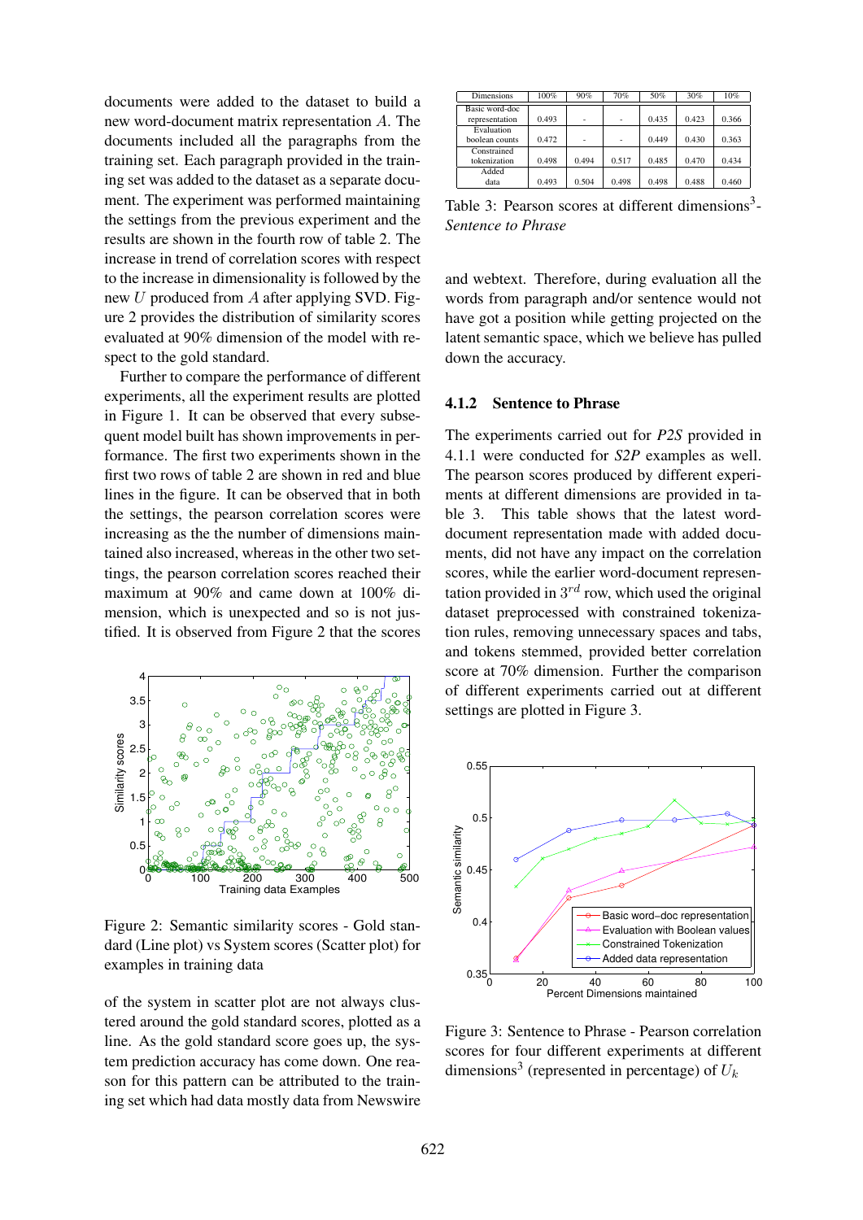documents were added to the dataset to build a new word-document matrix representation $A$. The documents included all the paragraphs from the training set. Each paragraph provided in the training set was added to the dataset as a separate document. The experiment was performed maintaining the settings from the previous experiment and the results are shown in the fourth row of table 2. The increase in trend of correlation scores with respect to the increase in dimensionality is followed by the new $U$ produced from $A$ after applying SVD. Figure 2 provides the distribution of similarity scores evaluated at 90% dimension of the model with respect to the gold standard.

Further to compare the performance of different experiments, all the experiment results are plotted in Figure 1. It can be observed that every subsequent model built has shown improvements in performance. The first two experiments shown in the first two rows of table 2 are shown in red and blue lines in the figure. It can be observed that in both the settings, the pearson correlation scores were increasing as the the number of dimensions maintained also increased, whereas in the other two settings, the pearson correlation scores reached their maximum at 90% and came down at 100% dimension, which is unexpected and so is not justified. It is observed from Figure 2 that the scores

Similarity scores
4
3.5
3
2.5
2
1.5
1
0.5
0
0
100
200
300
400
500
Training data Examples

Figure 2: Semantic similarity scores - Gold standard (Line plot) vs System scores (Scatter plot) for examples in training data

of the system in scatter plot are not always clustered around the gold standard scores, plotted as a line. As the gold standard score goes up, the system prediction accuracy has come down. One reason for this pattern can be attributed to the training set which had data mostly data from Newswire and webtext. Therefore, during evaluation all the words from paragraph and/or sentence would not have got a position while getting projected on the latent semantic space, which we believe has pulled down the accuracy.

| Dimensions | 100% | 90% | 70% | 50% | 30% | 10% |
|---|---|---|---|---|---|---|
| Basic word-doc representation | 0.493 | - | - | 0.435 | 0.423 | 0.366 |
| Evaluation boolean counts | 0.472 | - | - | 0.449 | 0.430 | 0.363 |
| Constrained tokenization | 0.498 | 0.494 | 0.517 | 0.485 | 0.470 | 0.434 |
| Added data | 0.493 | 0.504 | 0.498 | 0.498 | 0.488 | 0.460 |

Table 3: Pearson scores at different dimensions[3] - *Sentence to Phrase*

### 4.1.2 Sentence to Phrase

The experiments carried out for *P2S* provided in 4.1.1 were conducted for *S2P* examples as well. The pearson scores produced by different experiments at different dimensions are provided in table 3. This table shows that the latest word-document representation made with added documents, did not have any impact on the correlation scores, while the earlier word-document representation provided in $3^{rd}$ row, which used the original dataset preprocessed with constrained tokenization rules, removing unnecessary spaces and tabs, and tokens stemmed, provided better correlation score at 70% dimension. Further the comparison of different experiments carried out at different settings are plotted in Figure 3.

Semantic similarity
0.55
0.5
0.45
0.4
0.35
0
20
40
60
80
100
Percent Dimensions maintained
Basic word–doc representation
Evaluation with Boolean values
Constrained Tokenization
Added data representation

Figure 3: Sentence to Phrase - Pearson correlation scores for four different experiments at different dimensions[3] (represented in percentage) of $U_k$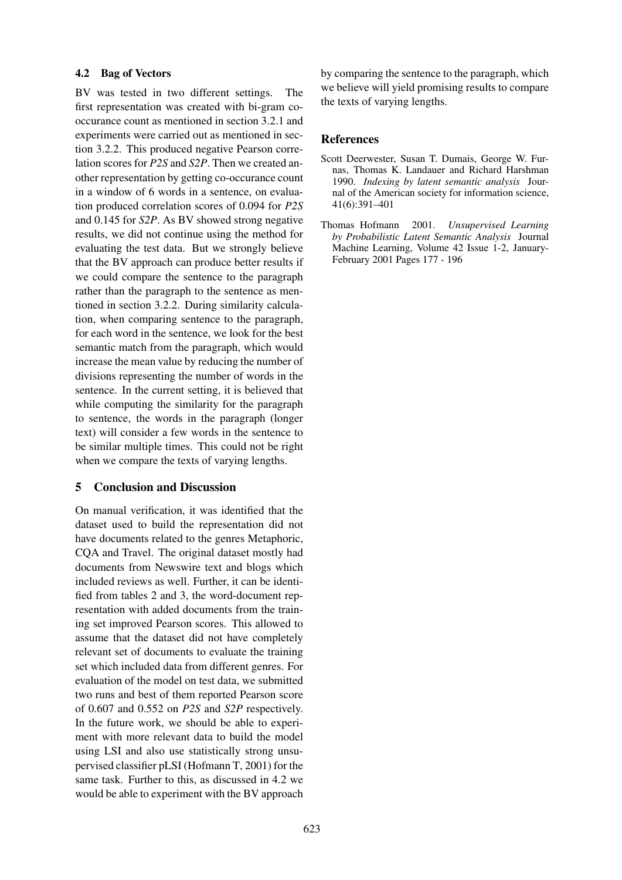### 4.2 Bag of Vectors

BV was tested in two different settings. The first representation was created with bi-gram co-occurance count as mentioned in section 3.2.1 and experiments were carried out as mentioned in section 3.2.2. This produced negative Pearson correlation scores for *P2S* and *S2P*. Then we created another representation by getting co-occurance count in a window of 6 words in a sentence, on evaluation produced correlation scores of 0.094 for *P2S* and 0.145 for *S2P*. As BV showed strong negative results, we did not continue using the method for evaluating the test data. But we strongly believe that the BV approach can produce better results if we could compare the sentence to the paragraph rather than the paragraph to the sentence as mentioned in section 3.2.2. During similarity calculation, when comparing sentence to the paragraph, for each word in the sentence, we look for the best semantic match from the paragraph, which would increase the mean value by reducing the number of divisions representing the number of words in the sentence. In the current setting, it is believed that while computing the similarity for the paragraph to sentence, the words in the paragraph (longer text) will consider a few words in the sentence to be similar multiple times. This could not be right when we compare the texts of varying lengths.

## 5 Conclusion and Discussion

On manual verification, it was identified that the dataset used to build the representation did not have documents related to the genres Metaphoric, CQA and Travel. The original dataset mostly had documents from Newswire text and blogs which included reviews as well. Further, it can be identified from tables 2 and 3, the word-document representation with added documents from the training set improved Pearson scores. This allowed to assume that the dataset did not have completely relevant set of documents to evaluate the training set which included data from different genres. For evaluation of the model on test data, we submitted two runs and best of them reported Pearson score of 0.607 and 0.552 on *P2S* and *S2P* respectively. In the future work, we should be able to experiment with more relevant data to build the model using LSI and also use statistically strong unsupervised classifier pLSI (Hofmann T, 2001) for the same task. Further to this, as discussed in 4.2 we would be able to experiment with the BV approach by comparing the sentence to the paragraph, which we believe will yield promising results to compare the texts of varying lengths.

## References

Scott Deerwester, Susan T. Dumais, George W. Furnas, Thomas K. Landauer and Richard Harshman 1990. *Indexing by latent semantic analysis* Journal of the American society for information science, 41(6):391–401

Thomas Hofmann 2001. *Unsupervised Learning by Probabilistic Latent Semantic Analysis* Journal Machine Learning, Volume 42 Issue 1-2, January-February 2001 Pages 177 - 196